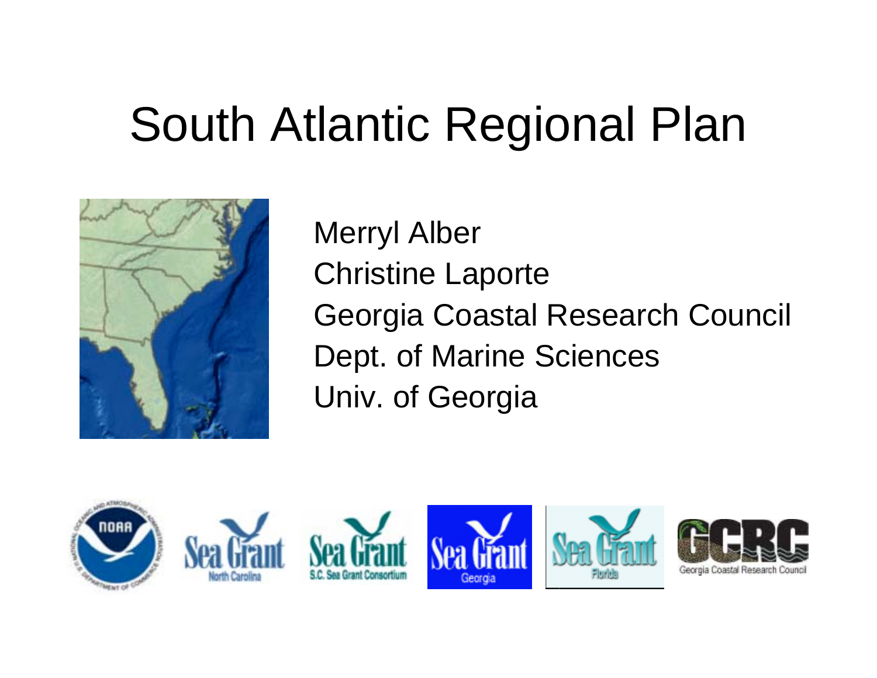# South Atlantic Regional Plan

Merryl Alber
Christine Laporte
Georgia Coastal Research Council
Dept. of Marine Sciences
Univ. of Georgia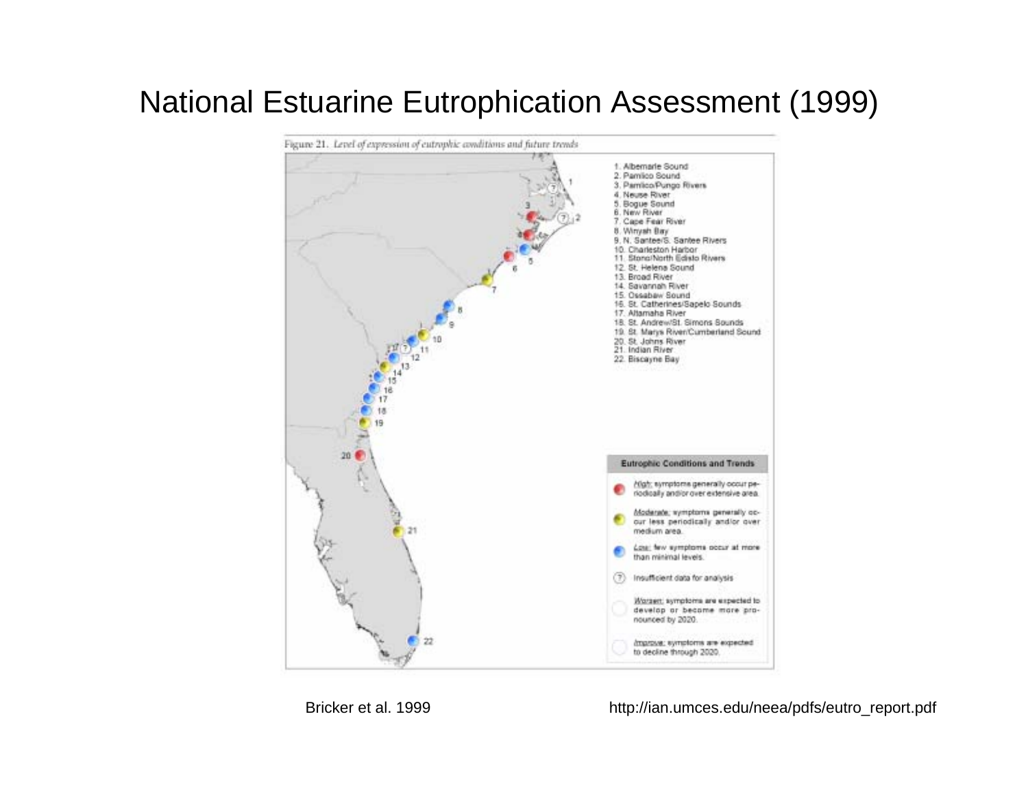# National Estuarine Eutrophication Assessment (1999)

Figure 21. *Level of expression of eutrophic conditions and future trends*

1. Albemarle Sound
2. Pamlico Sound
3. Pamlico/Pungo Rivers
4. Neuse River
5. Bogue Sound
6. New River
7. Cape Fear River
8. Winyah Bay
9. N. Santee/S. Santee Rivers
10. Charleston Harbor
11. Stono/North Edisto Rivers
12. St. Helena Sound
13. Broad River
14. Savannah River
15. Ossabaw Sound
16. St. Catherines/Sapelo Sounds
17. Altamaha River
18. St. Andrew/St. Simons Sounds
19. St. Marys River/Cumberland Sound
20. St. Johns River
21. Indian River
22. Biscayne Bay

**Eutrophic Conditions and Trends**

- *High*: symptoms generally occur periodically and/or over extensive area.
- *Moderate*: symptoms generally occur less periodically and/or over medium area.
- *Low*: few symptoms occur at more than minimal levels.
- Insufficient data for analysis
- *Worsen*: symptoms are expected to develop or become more pronounced by 2020.
- *Improve*: symptoms are expected to decline through 2020.

Bricker et al. 1999

http://ian.umces.edu/neea/pdfs/eutro_report.pdf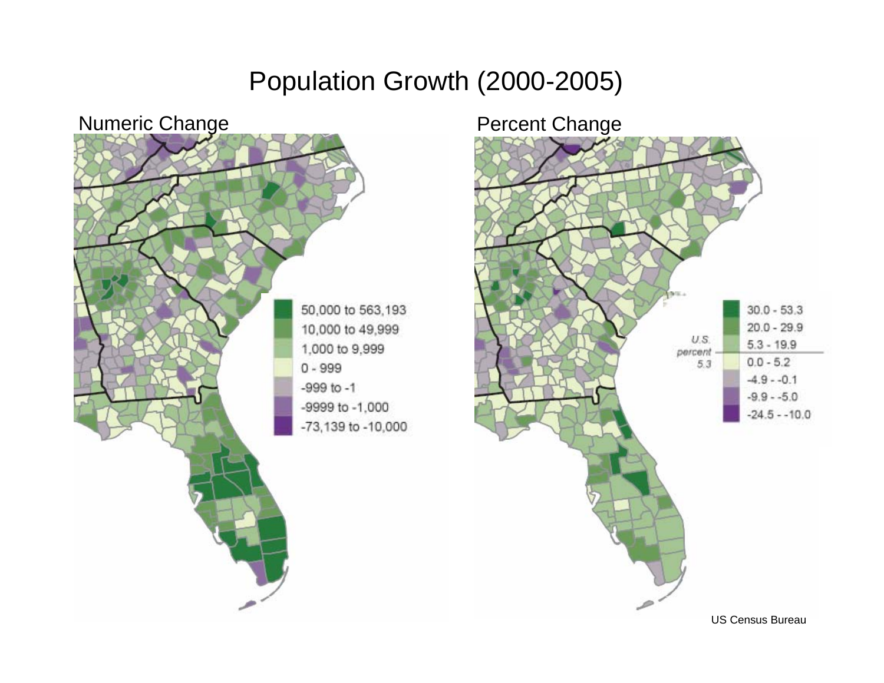# Population Growth (2000-2005)

Numeric Change

- 50,000 to 563,193
- 10,000 to 49,999
- 1,000 to 9,999
- 0 - 999
- -999 to -1
- -9999 to -1,000
- -73,139 to -10,000

Percent Change

- 30.0 - 53.3
- 20.0 - 29.9
- 5.3 - 19.9
- 0.0 - 5.2
- -4.9 - -0.1
- -9.9 - -5.0
- -24.5 - -10.0

U.S. percent 5.3

US Census Bureau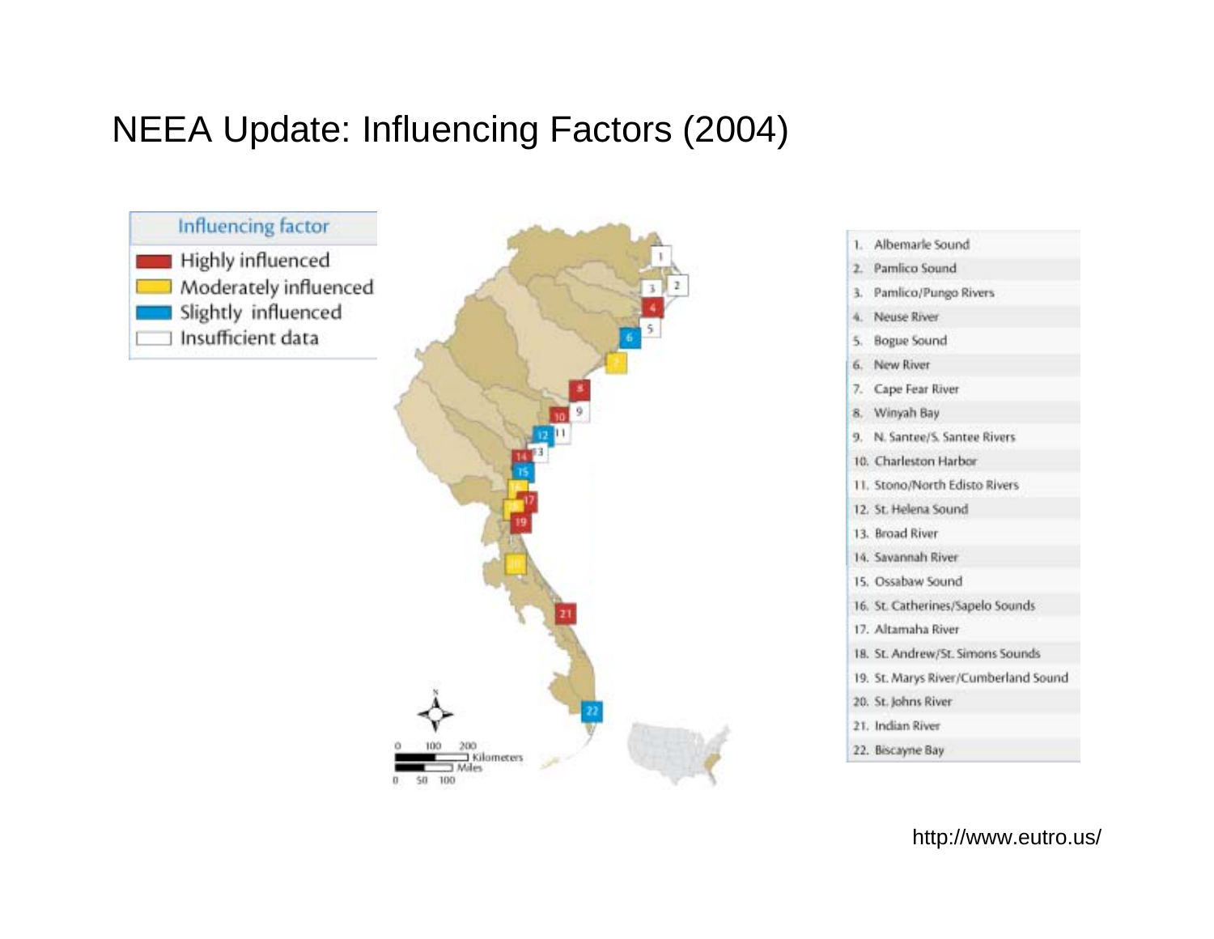# NEEA Update: Influencing Factors (2004)

| Influencing factor |
|---|
| Highly influenced |
| Moderately influenced |
| Slightly influenced |
| Insufficient data |

1. Albemarle Sound
2. Pamlico Sound
3. Pamlico/Pungo Rivers
4. Neuse River
5. Bogue Sound
6. New River
7. Cape Fear River
8. Winyah Bay
9. N. Santee/S. Santee Rivers
10. Charleston Harbor
11. Stono/North Edisto Rivers
12. St. Helena Sound
13. Broad River
14. Savannah River
15. Ossabaw Sound
16. St. Catherines/Sapelo Sounds
17. Altamaha River
18. St. Andrew/St. Simons Sounds
19. St. Marys River/Cumberland Sound
20. St. Johns River
21. Indian River
22. Biscayne Bay

http://www.eutro.us/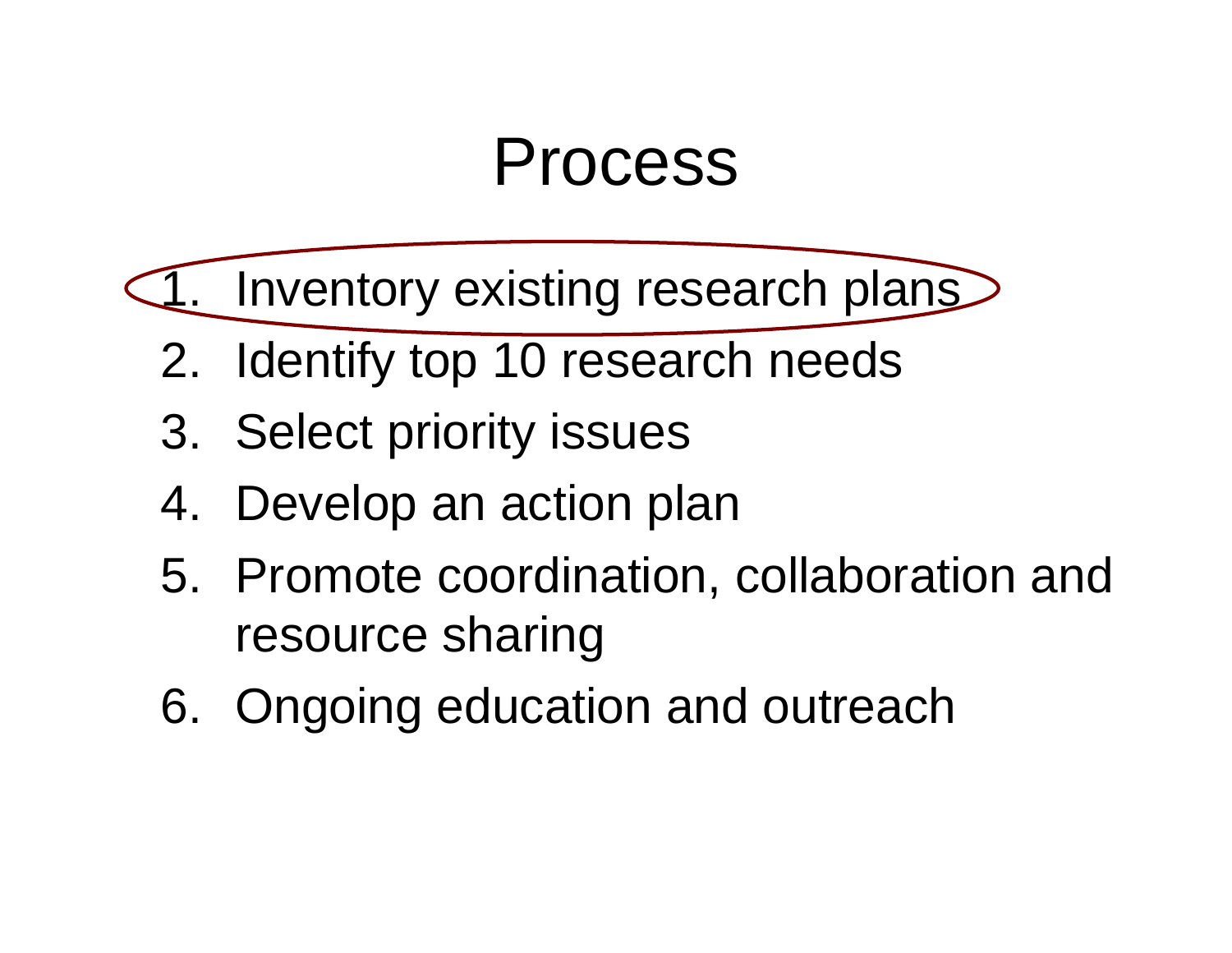# Process

1. Inventory existing research plans
2. Identify top 10 research needs
3. Select priority issues
4. Develop an action plan
5. Promote coordination, collaboration and resource sharing
6. Ongoing education and outreach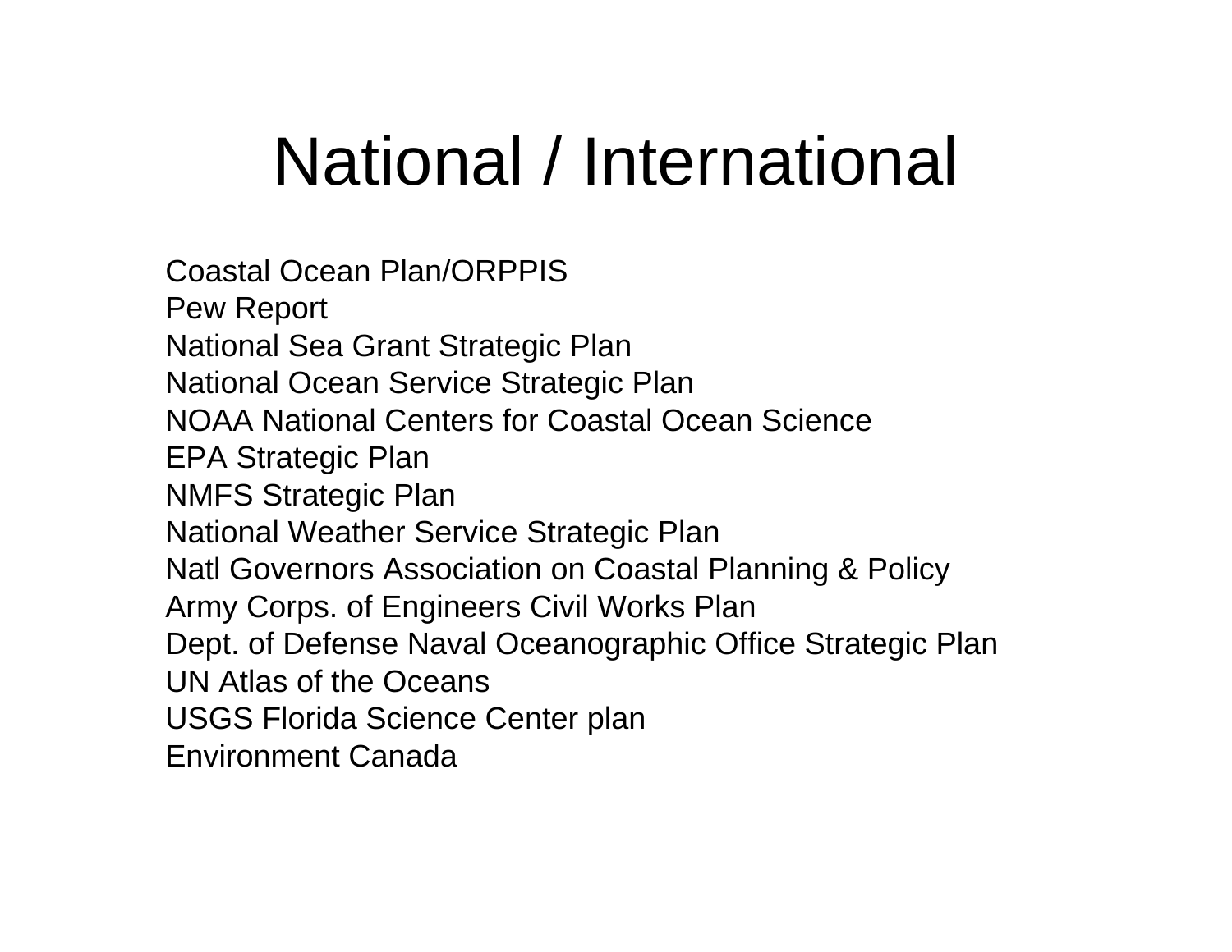# National / International

Coastal Ocean Plan/ORPPIS
Pew Report
National Sea Grant Strategic Plan
National Ocean Service Strategic Plan
NOAA National Centers for Coastal Ocean Science
EPA Strategic Plan
NMFS Strategic Plan
National Weather Service Strategic Plan
Natl Governors Association on Coastal Planning & Policy
Army Corps. of Engineers Civil Works Plan
Dept. of Defense Naval Oceanographic Office Strategic Plan
UN Atlas of the Oceans
USGS Florida Science Center plan
Environment Canada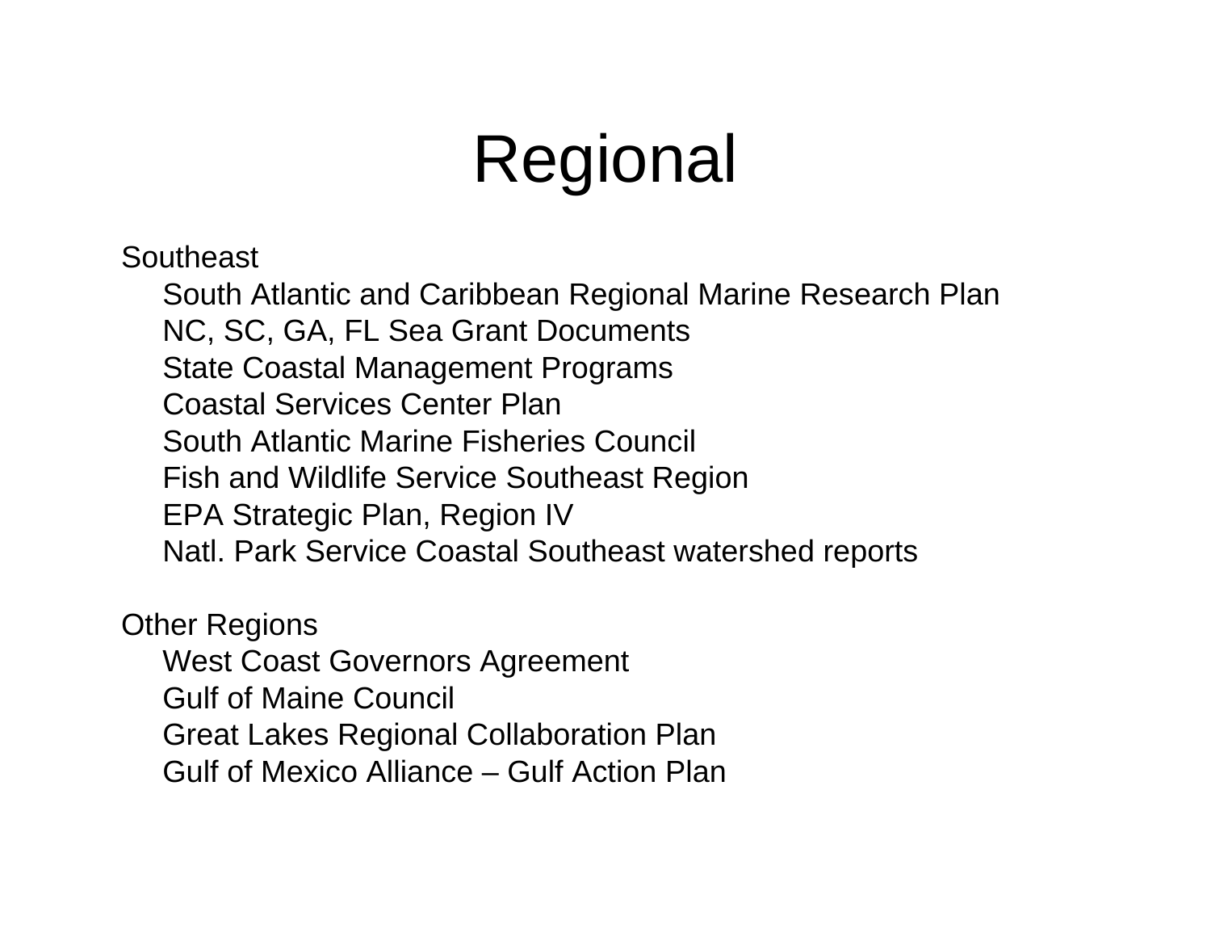# Regional

Southeast

- South Atlantic and Caribbean Regional Marine Research Plan
- NC, SC, GA, FL Sea Grant Documents
- State Coastal Management Programs
- Coastal Services Center Plan
- South Atlantic Marine Fisheries Council
- Fish and Wildlife Service Southeast Region
- EPA Strategic Plan, Region IV
- Natl. Park Service Coastal Southeast watershed reports

Other Regions

- West Coast Governors Agreement
- Gulf of Maine Council
- Great Lakes Regional Collaboration Plan
- Gulf of Mexico Alliance – Gulf Action Plan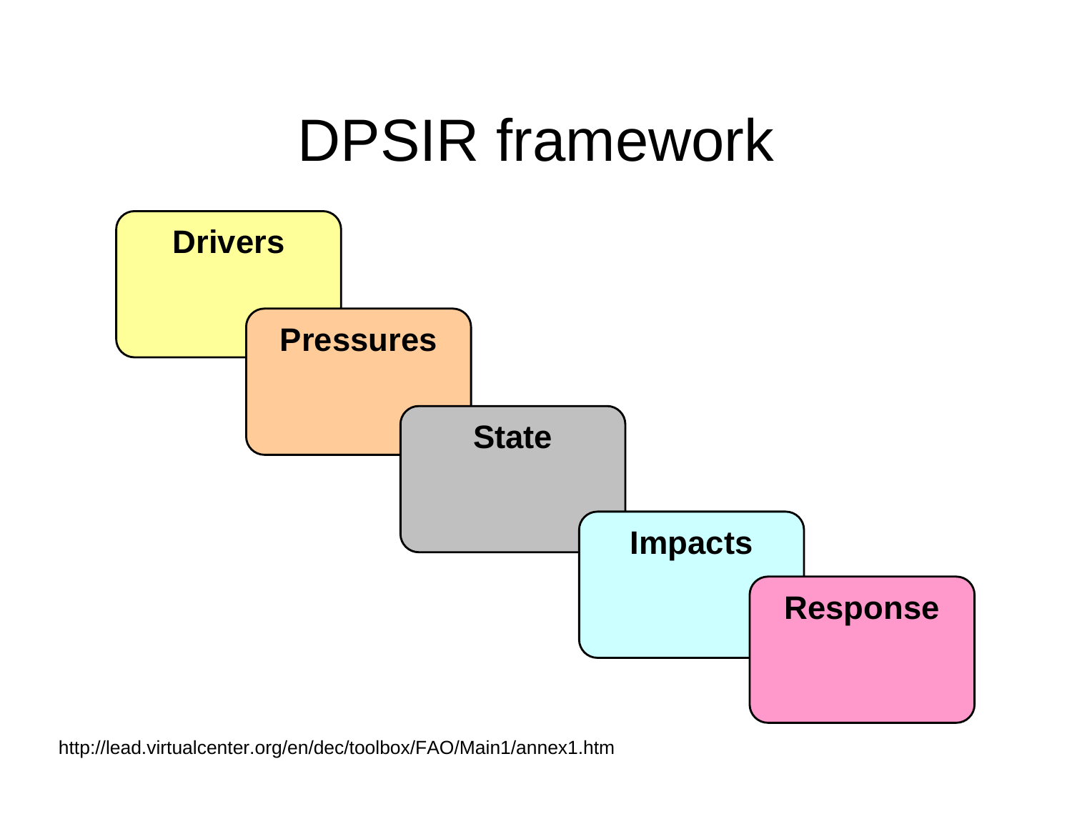# DPSIR framework

**Drivers**

**Pressures**

**State**

**Impacts**

**Response**

http://lead.virtualcenter.org/en/dec/toolbox/FAO/Main1/annex1.htm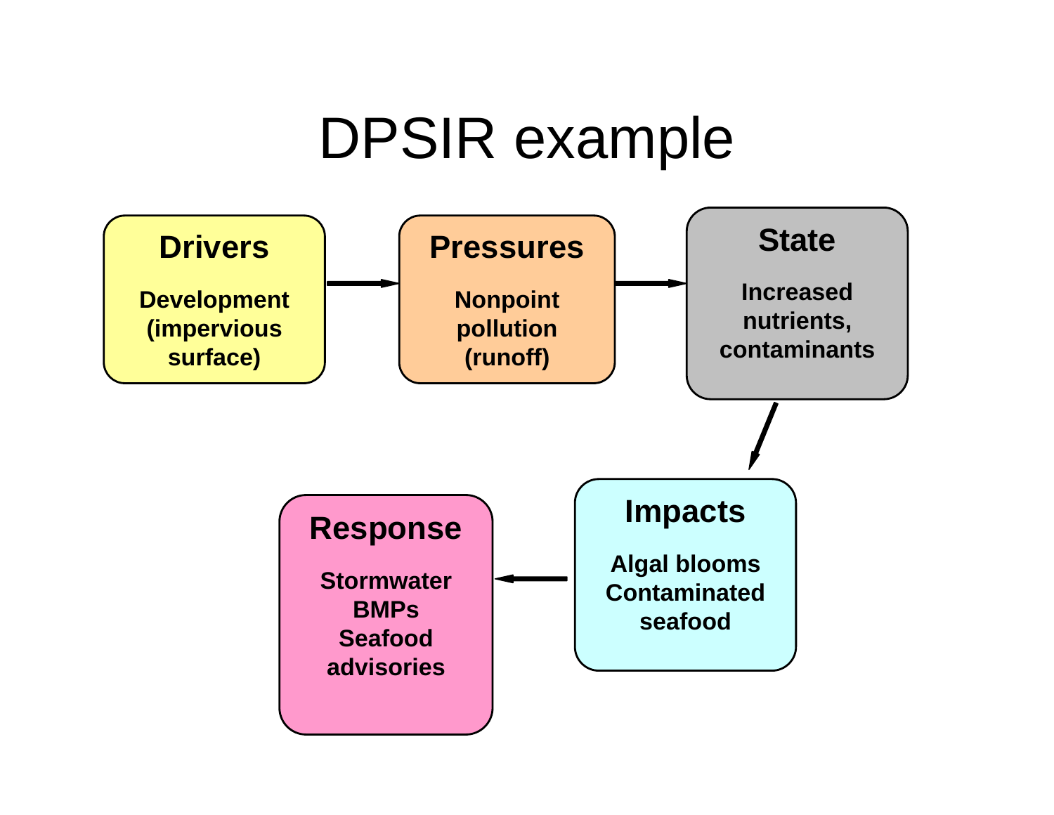# DPSIR example

**Drivers**

Development (impervious surface)

→

**Pressures**

Nonpoint pollution (runoff)

→

**State**

Increased nutrients, contaminants

→

**Impacts**

Algal blooms
Contaminated seafood

→

**Response**

Stormwater BMPs
Seafood advisories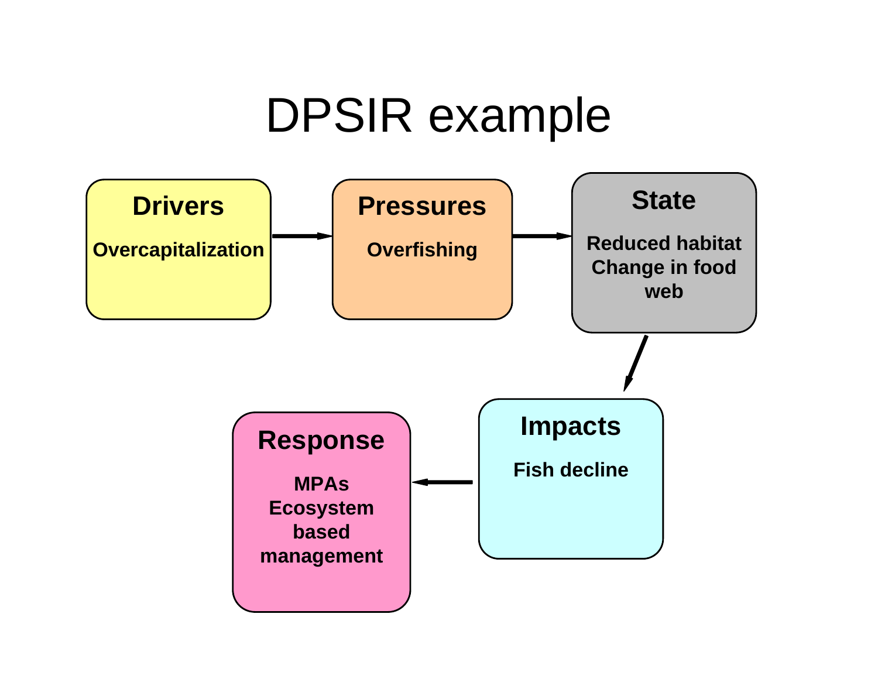# DPSIR example

**Drivers**

**Overcapitalization**

→

**Pressures**

**Overfishing**

→

**State**

**Reduced habitat**
**Change in food web**

→

**Impacts**

**Fish decline**

→

**Response**

**MPAs**
**Ecosystem based management**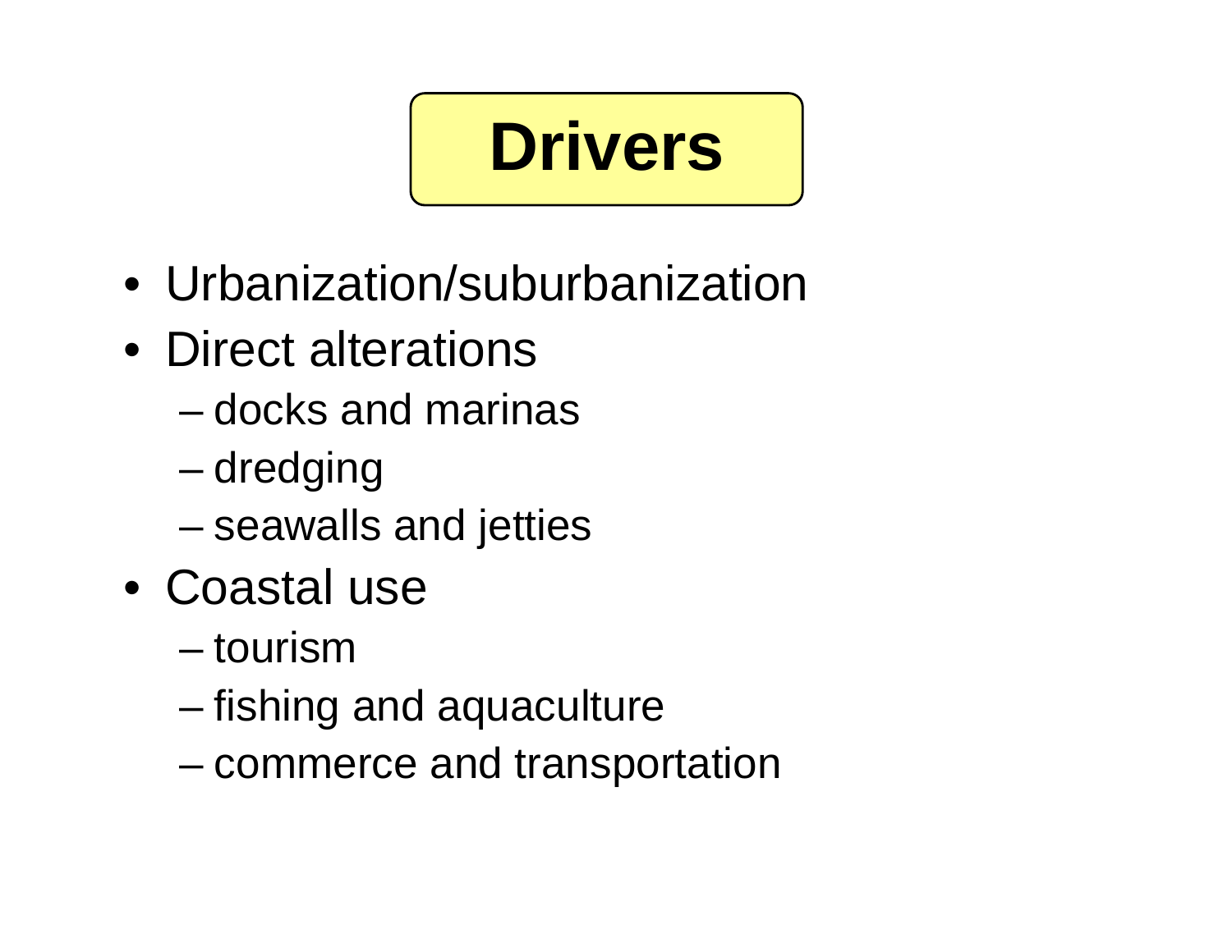# Drivers

- Urbanization/suburbanization
- Direct alterations
  - docks and marinas
  - dredging
  - seawalls and jetties
- Coastal use
  - tourism
  - fishing and aquaculture
  - commerce and transportation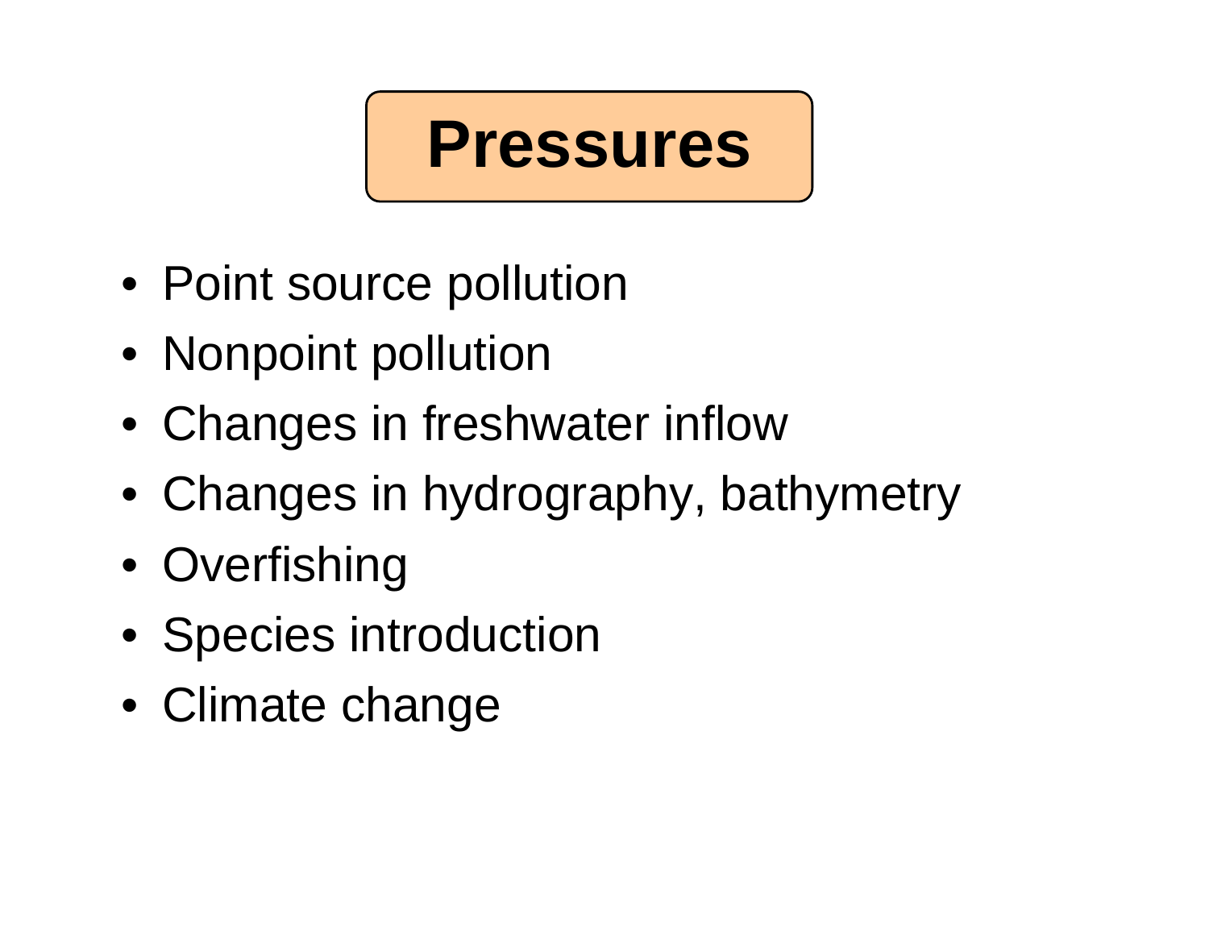# Pressures

- Point source pollution
- Nonpoint pollution
- Changes in freshwater inflow
- Changes in hydrography, bathymetry
- Overfishing
- Species introduction
- Climate change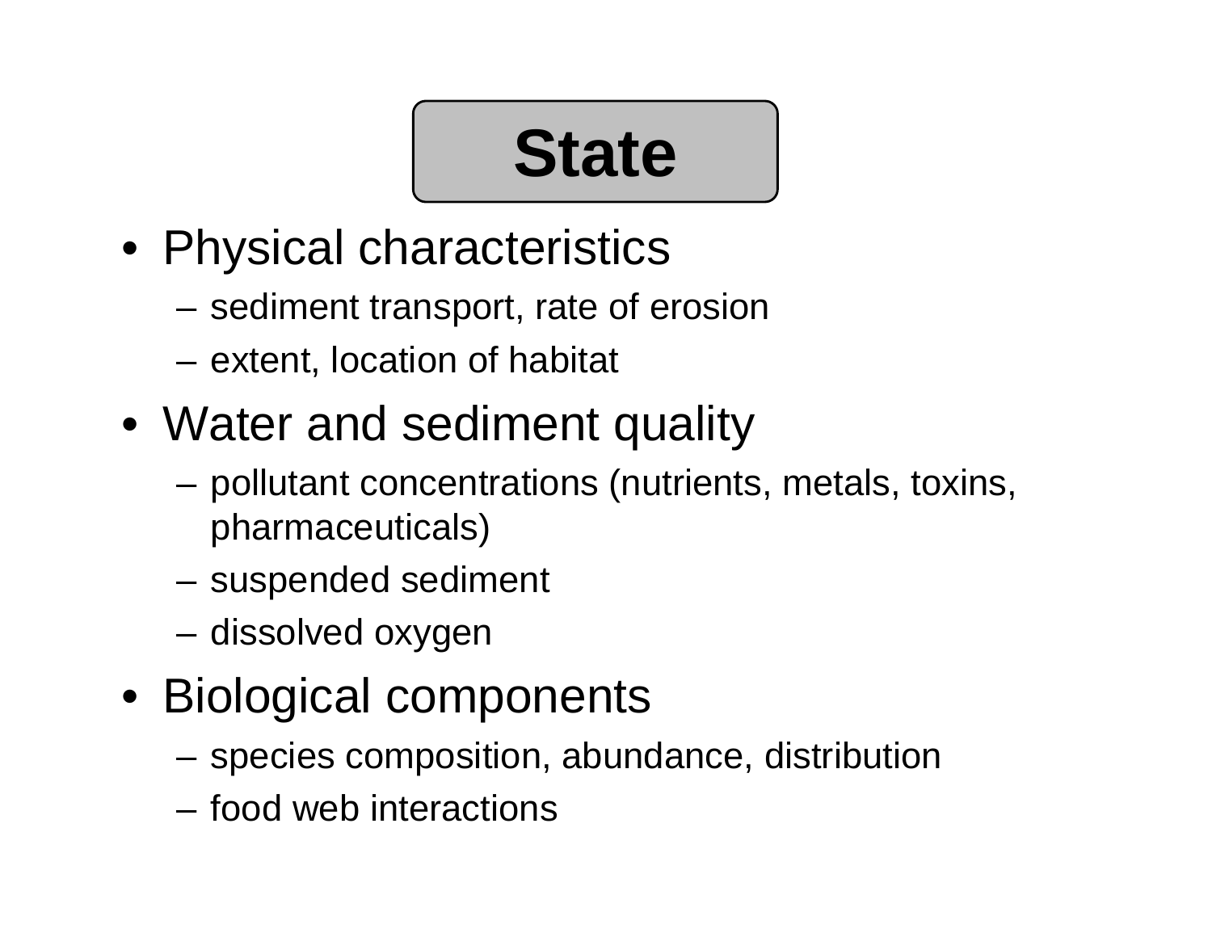# State

- Physical characteristics
  - sediment transport, rate of erosion
  - extent, location of habitat
- Water and sediment quality
  - pollutant concentrations (nutrients, metals, toxins, pharmaceuticals)
  - suspended sediment
  - dissolved oxygen
- Biological components
  - species composition, abundance, distribution
  - food web interactions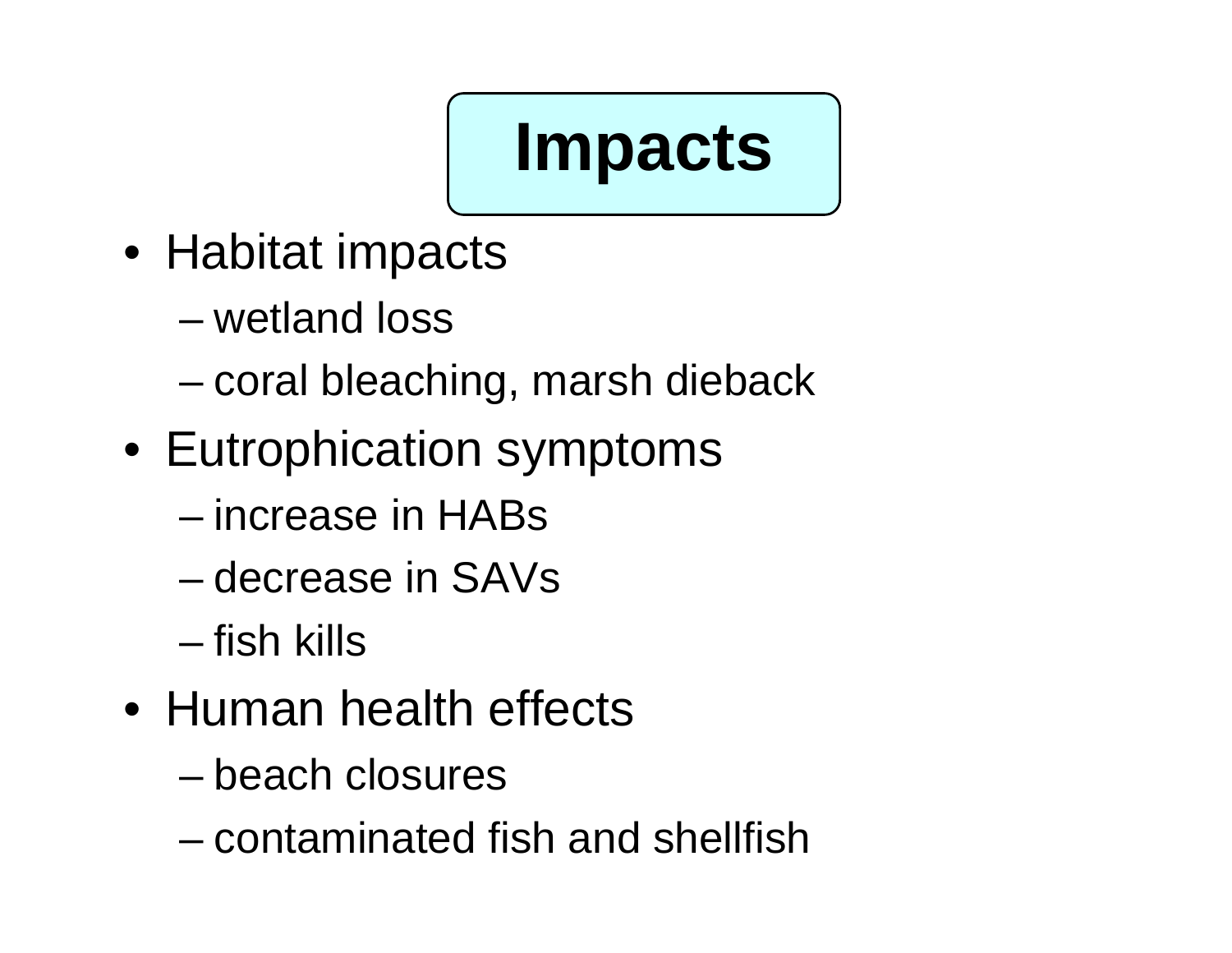# Impacts

- Habitat impacts
  - wetland loss
  - coral bleaching, marsh dieback
- Eutrophication symptoms
  - increase in HABs
  - decrease in SAVs
  - fish kills
- Human health effects
  - beach closures
  - contaminated fish and shellfish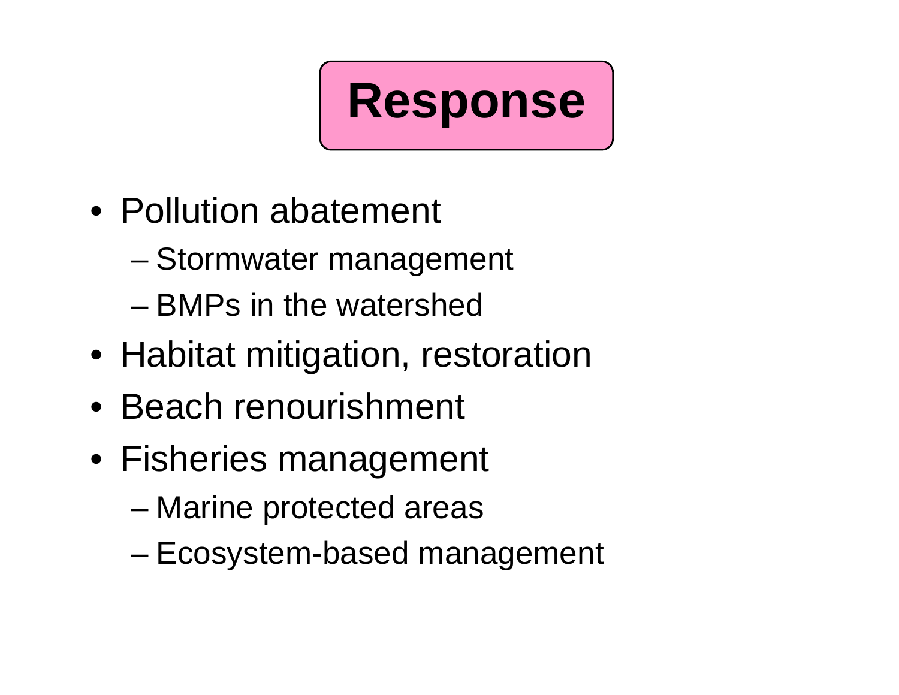# Response

- Pollution abatement
  - Stormwater management
  - BMPs in the watershed
- Habitat mitigation, restoration
- Beach renourishment
- Fisheries management
  - Marine protected areas
  - Ecosystem-based management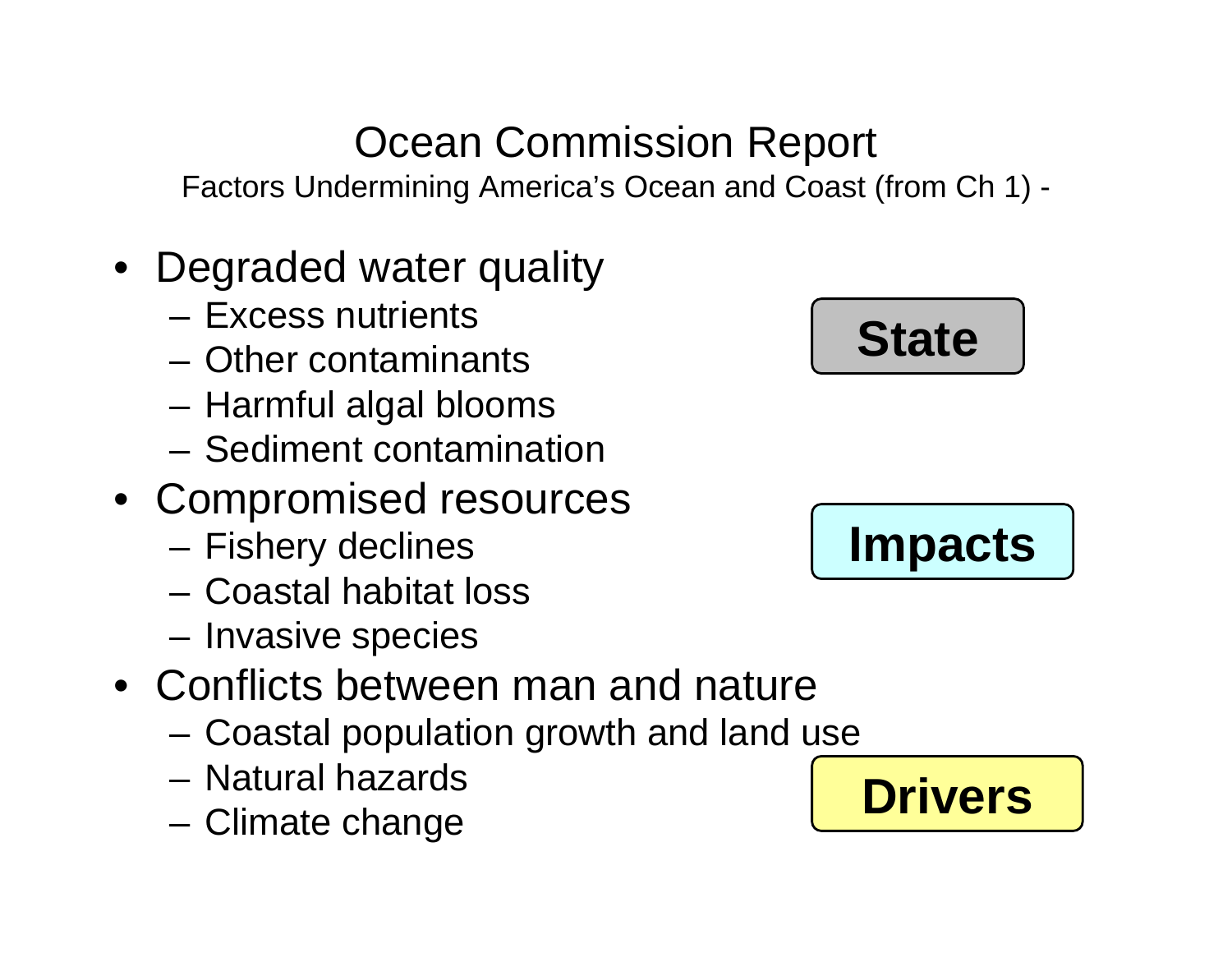# Ocean Commission Report

Factors Undermining America's Ocean and Coast (from Ch 1) -

- Degraded water quality
  - Excess nutrients
  - Other contaminants
  - Harmful algal blooms
  - Sediment contamination
- Compromised resources
  - Fishery declines
  - Coastal habitat loss
  - Invasive species
- Conflicts between man and nature
  - Coastal population growth and land use
  - Natural hazards
  - Climate change

**State**

**Impacts**

**Drivers**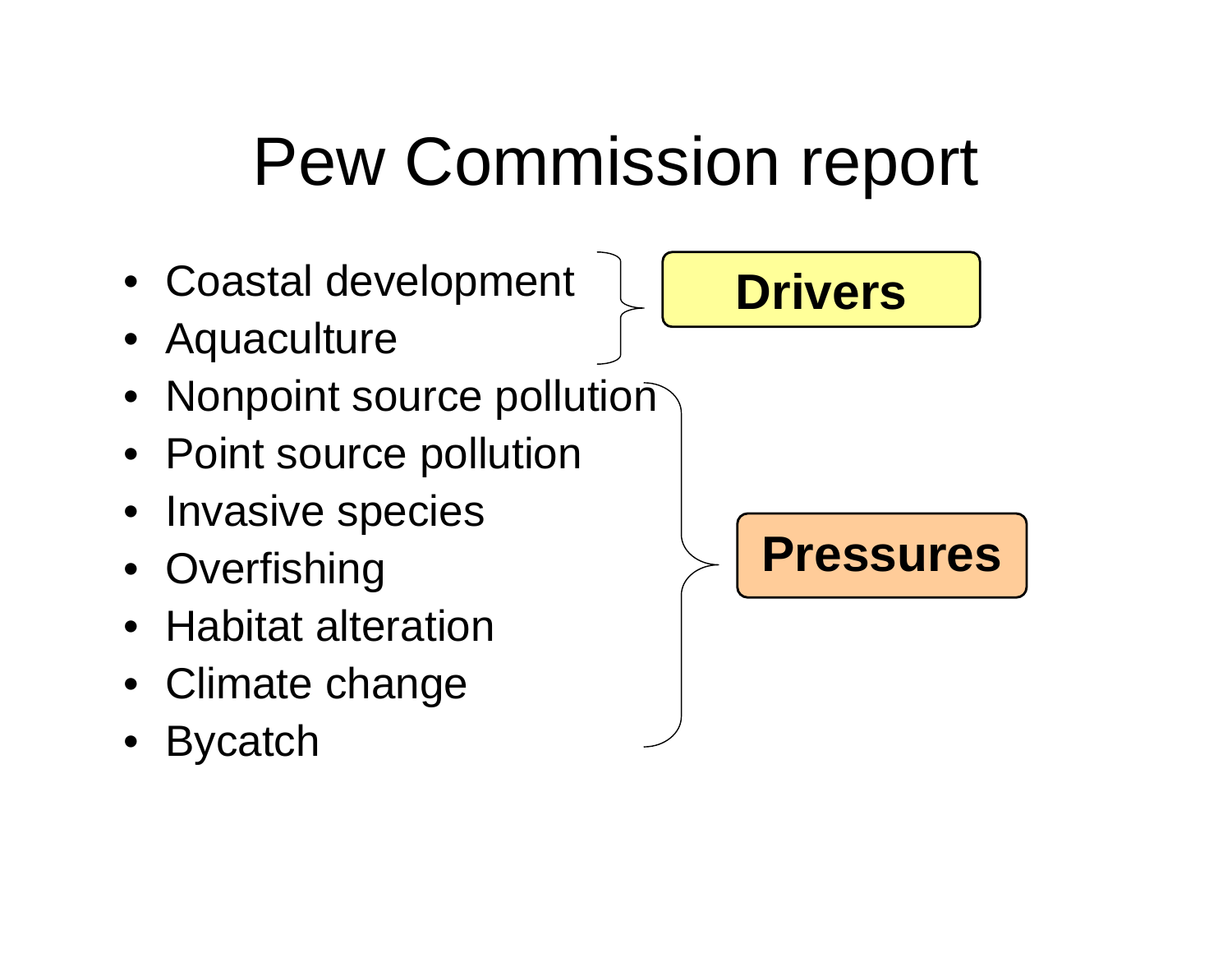# Pew Commission report

- Coastal development
- Aquaculture
- Nonpoint source pollution
- Point source pollution
- Invasive species
- Overfishing
- Habitat alteration
- Climate change
- Bycatch

**Drivers** (Coastal development, Aquaculture)

**Pressures** (Nonpoint source pollution, Point source pollution, Invasive species, Overfishing, Habitat alteration, Climate change, Bycatch)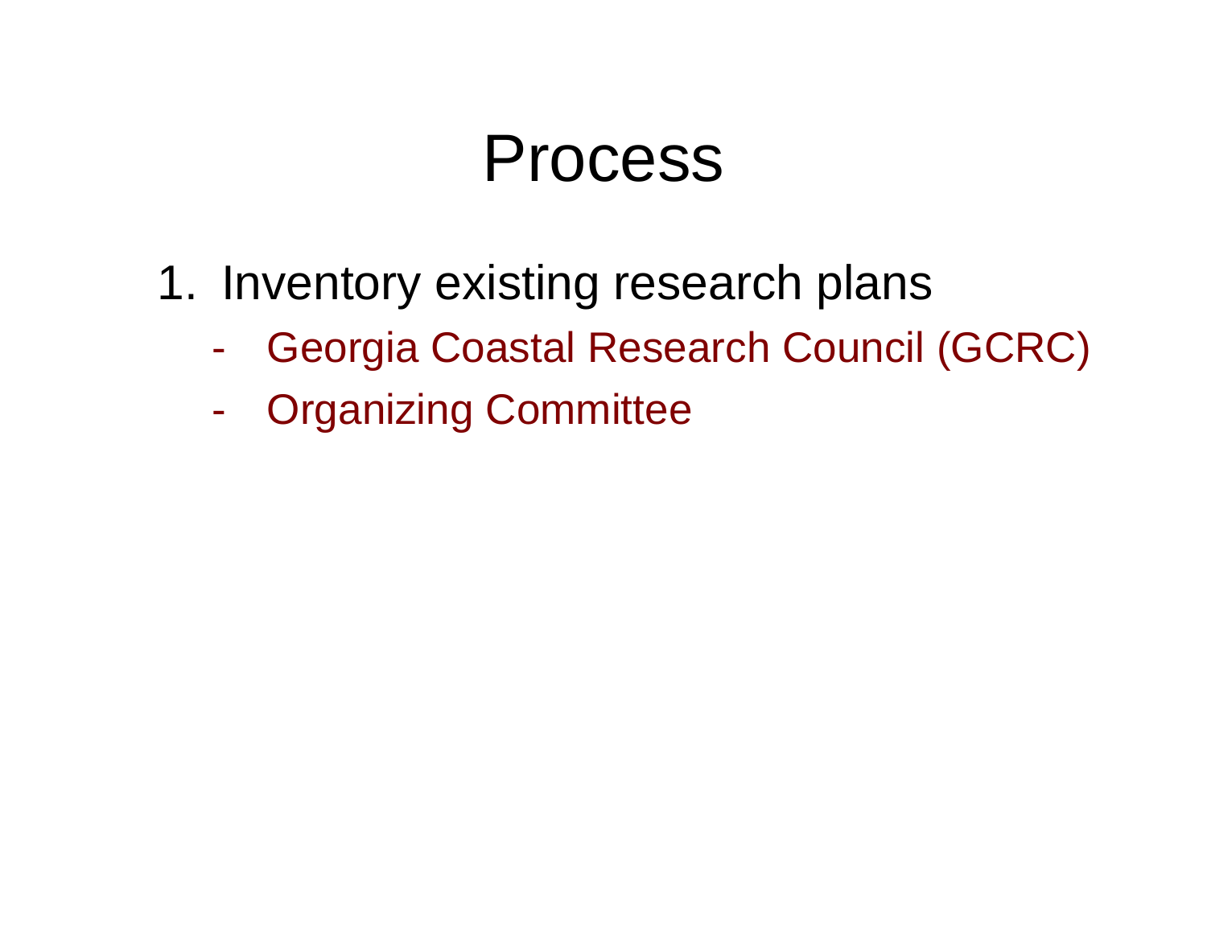# Process

1. Inventory existing research plans
   - Georgia Coastal Research Council (GCRC)
   - Organizing Committee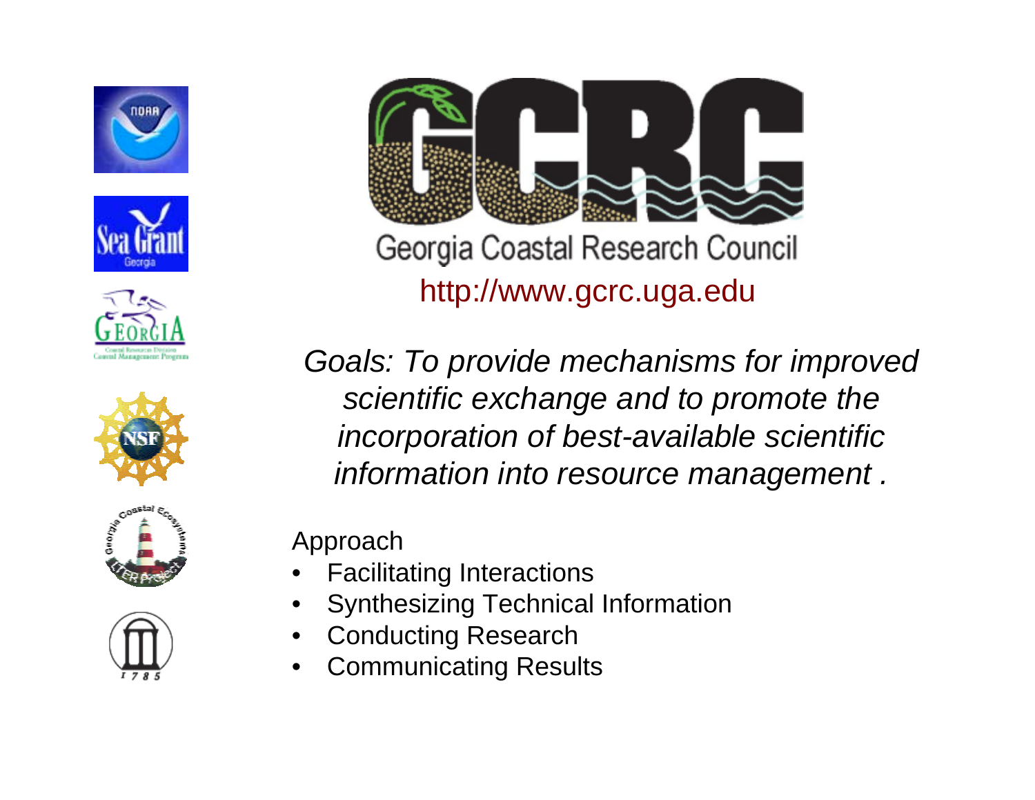# GCRC

Georgia Coastal Research Council

http://www.gcrc.uga.edu

*Goals: To provide mechanisms for improved scientific exchange and to promote the incorporation of best-available scientific information into resource management .*

Approach

- Facilitating Interactions
- Synthesizing Technical Information
- Conducting Research
- Communicating Results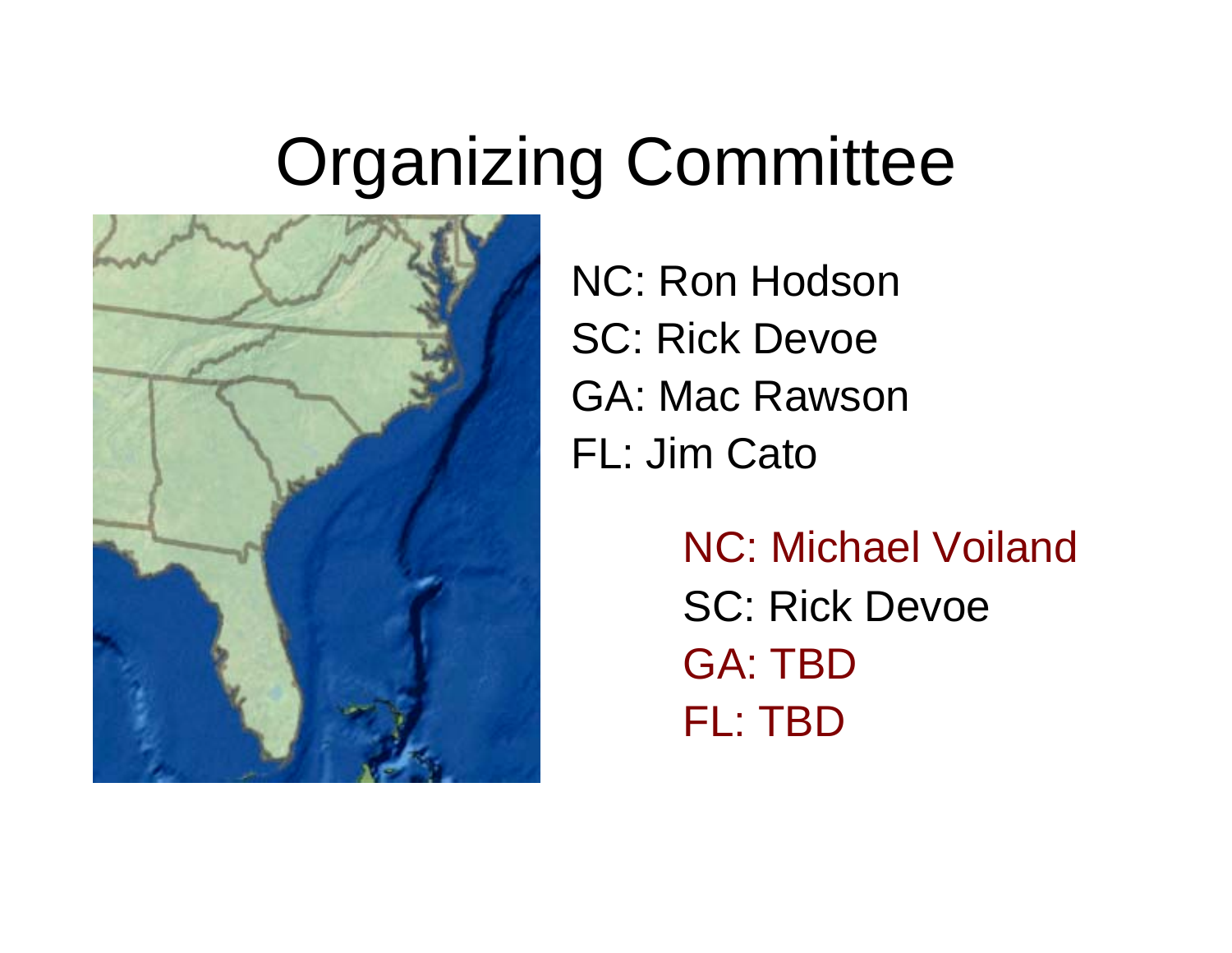# Organizing Committee

NC: Ron Hodson
SC: Rick Devoe
GA: Mac Rawson
FL: Jim Cato

NC: Michael Voiland
SC: Rick Devoe
GA: TBD
FL: TBD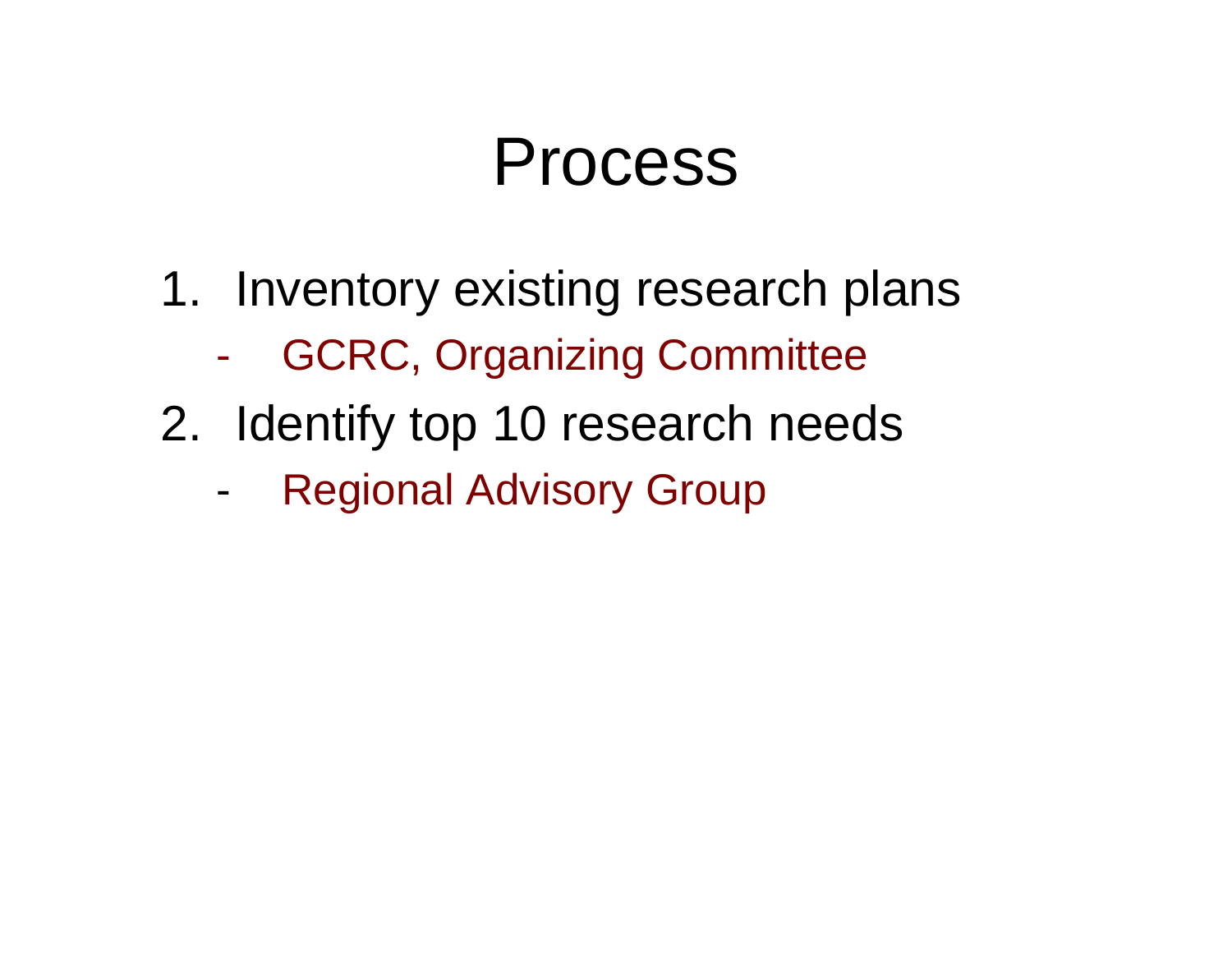# Process

1. Inventory existing research plans
   - GCRC, Organizing Committee
2. Identify top 10 research needs
   - Regional Advisory Group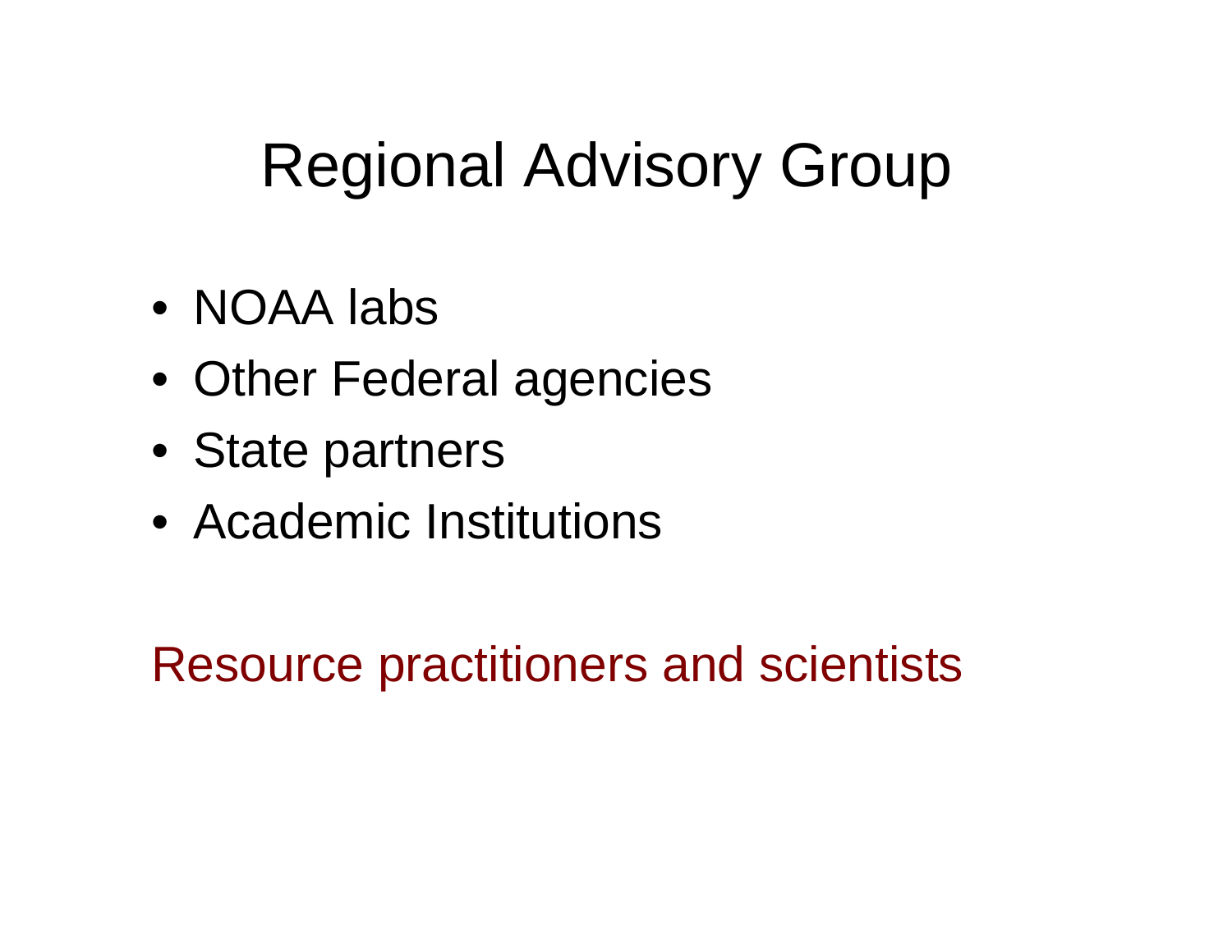# Regional Advisory Group

- NOAA labs
- Other Federal agencies
- State partners
- Academic Institutions

Resource practitioners and scientists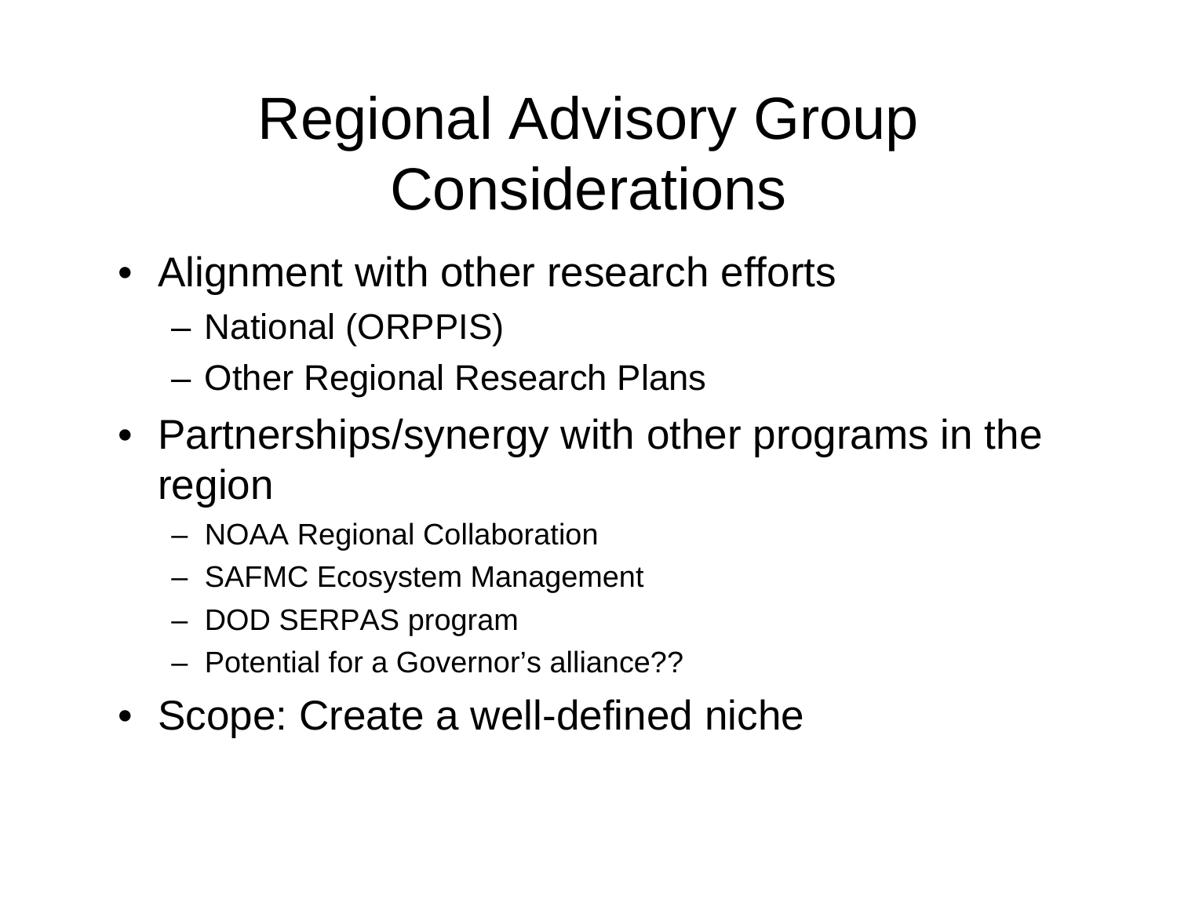# Regional Advisory Group Considerations

- Alignment with other research efforts
  - National (ORPPIS)
  - Other Regional Research Plans
- Partnerships/synergy with other programs in the region
  - NOAA Regional Collaboration
  - SAFMC Ecosystem Management
  - DOD SERPAS program
  - Potential for a Governor’s alliance??
- Scope: Create a well-defined niche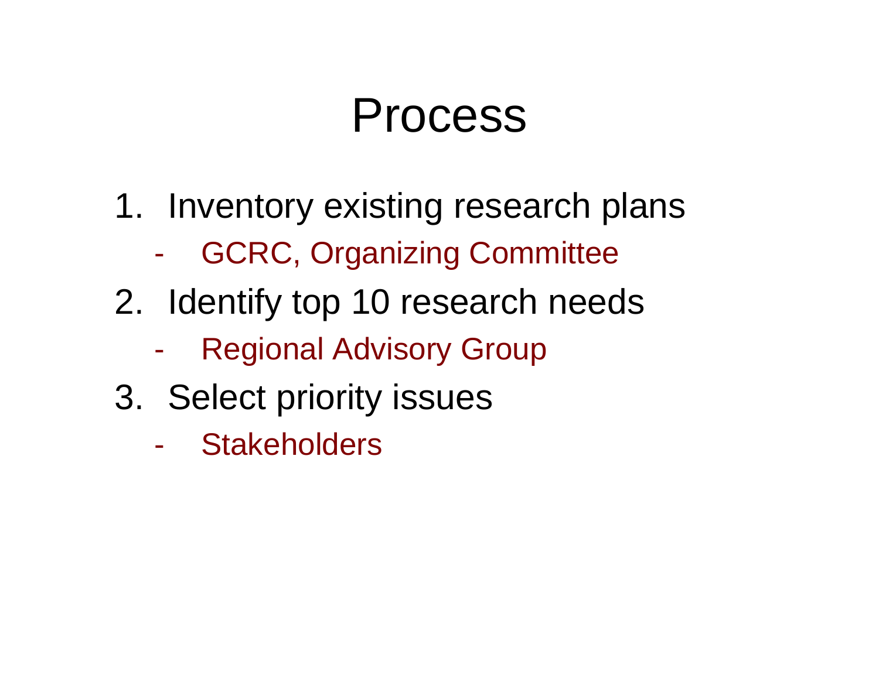# Process

1. Inventory existing research plans
   - GCRC, Organizing Committee
2. Identify top 10 research needs
   - Regional Advisory Group
3. Select priority issues
   - Stakeholders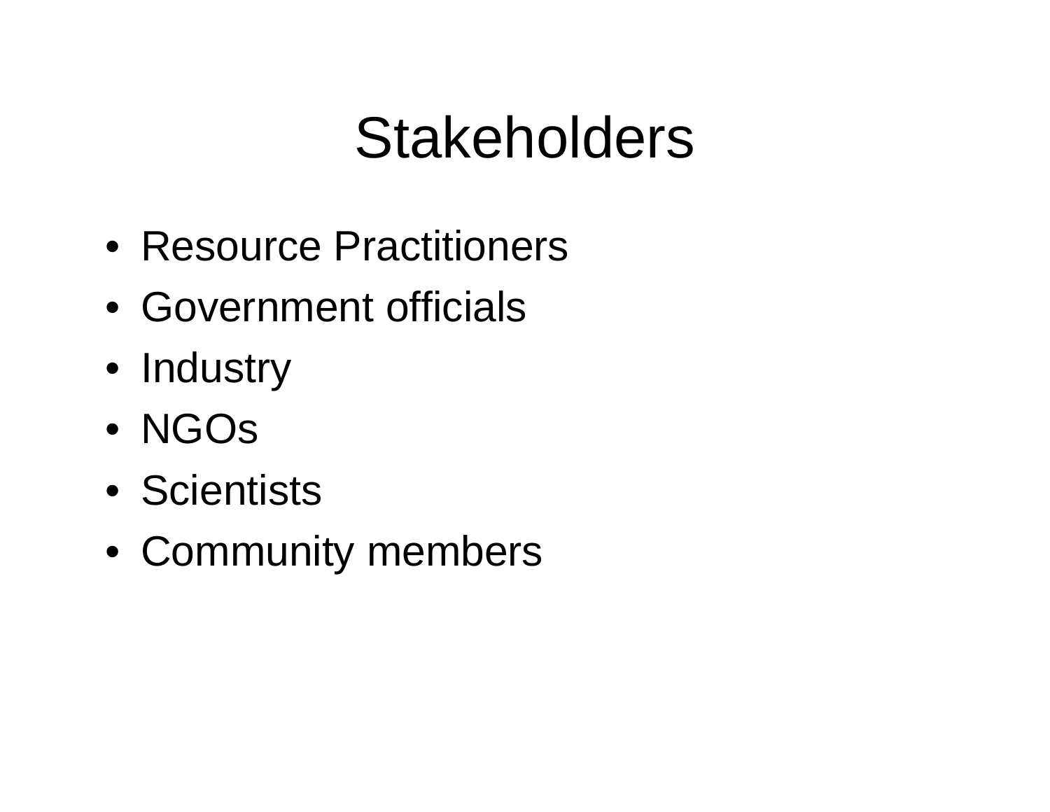# Stakeholders

- Resource Practitioners
- Government officials
- Industry
- NGOs
- Scientists
- Community members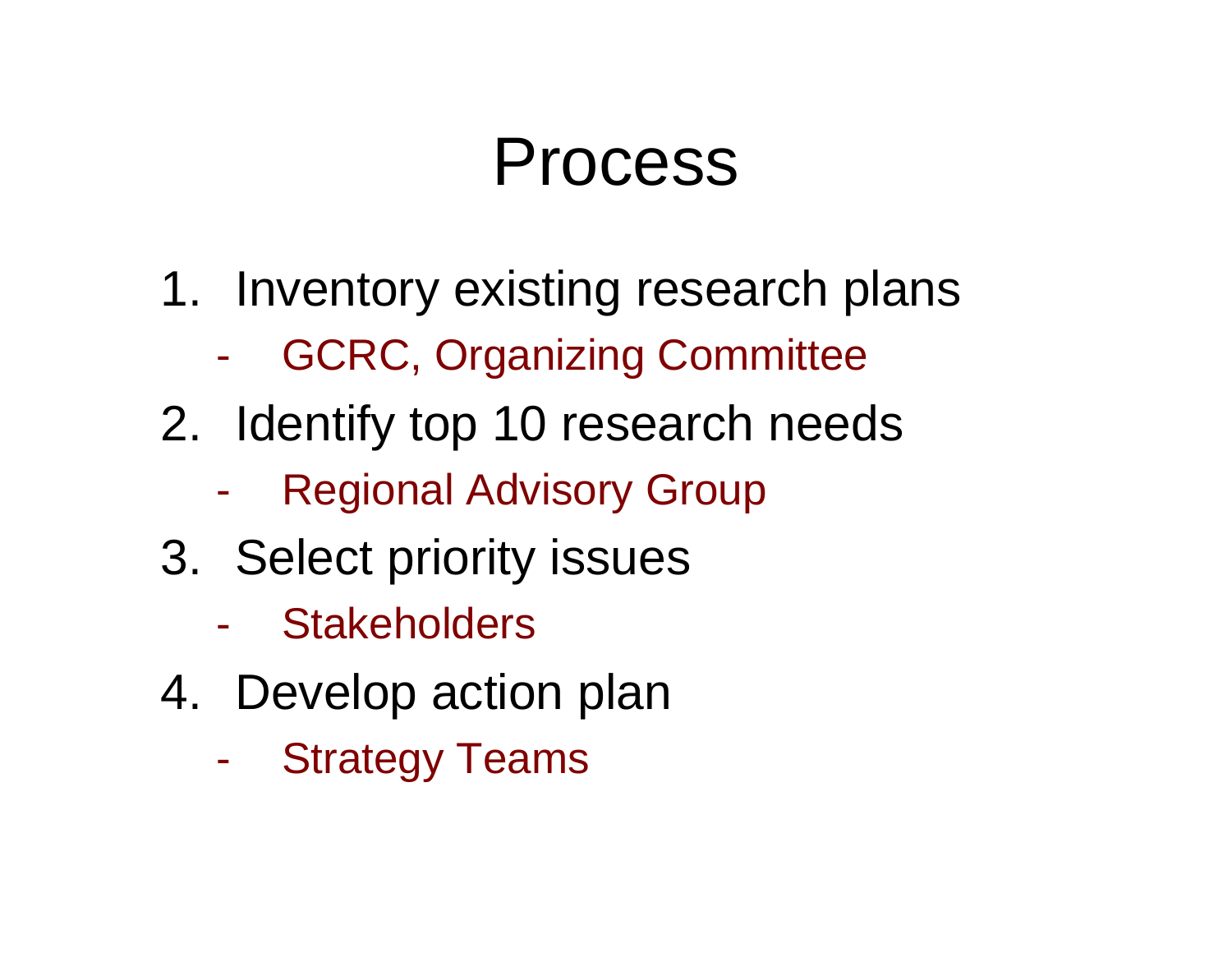# Process

1. Inventory existing research plans
   - GCRC, Organizing Committee
2. Identify top 10 research needs
   - Regional Advisory Group
3. Select priority issues
   - Stakeholders
4. Develop action plan
   - Strategy Teams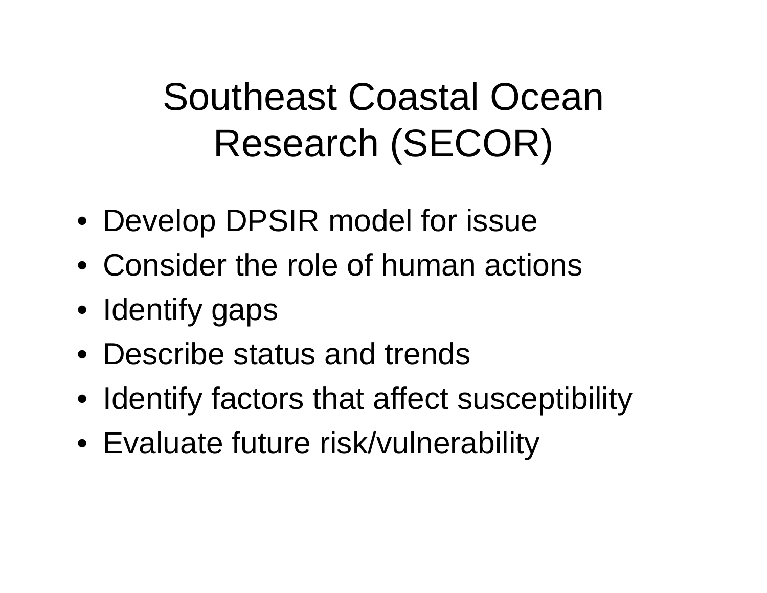# Southeast Coastal Ocean Research (SECOR)

- Develop DPSIR model for issue
- Consider the role of human actions
- Identify gaps
- Describe status and trends
- Identify factors that affect susceptibility
- Evaluate future risk/vulnerability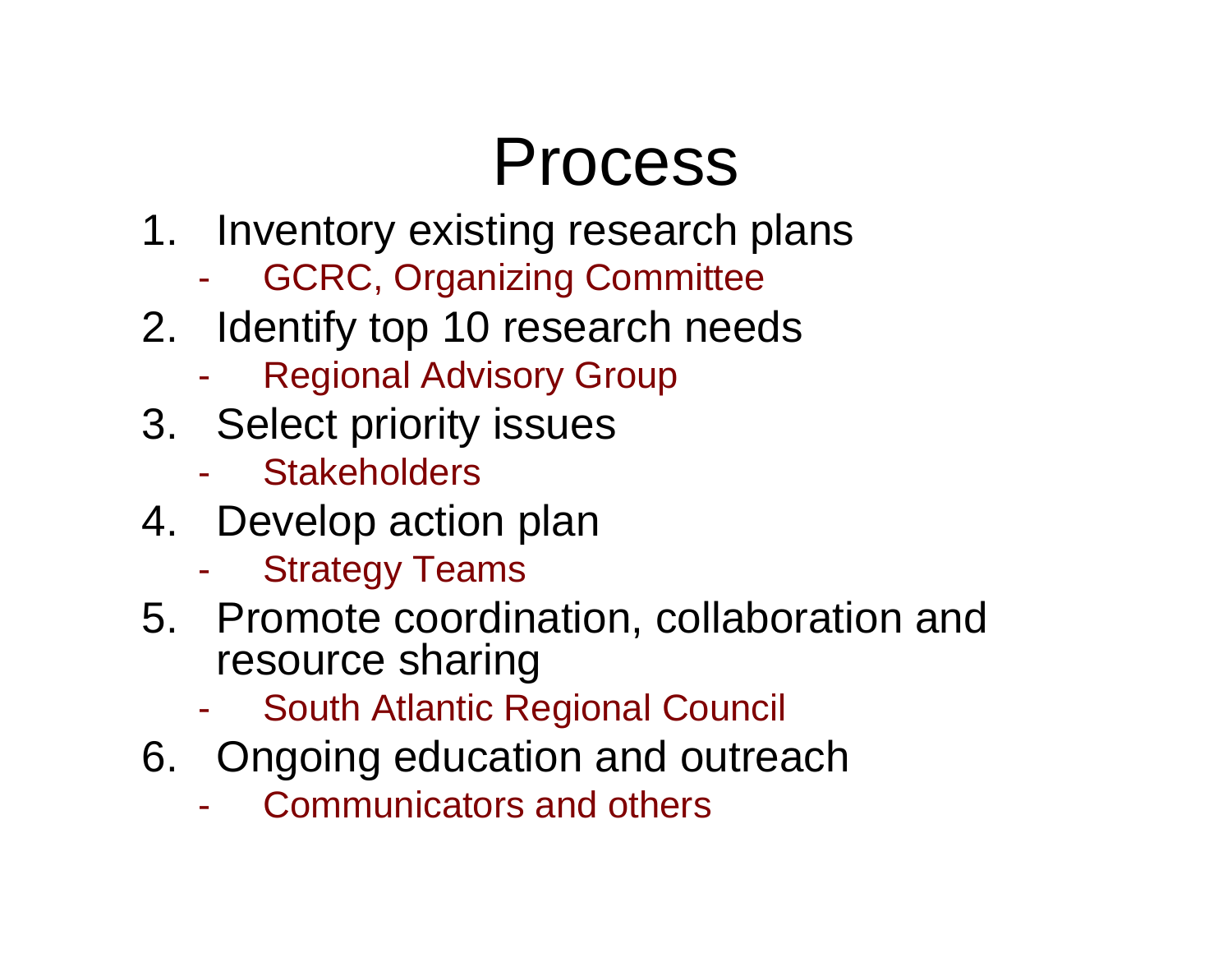# Process

1. Inventory existing research plans
   - GCRC, Organizing Committee
2. Identify top 10 research needs
   - Regional Advisory Group
3. Select priority issues
   - Stakeholders
4. Develop action plan
   - Strategy Teams
5. Promote coordination, collaboration and resource sharing
   - South Atlantic Regional Council
6. Ongoing education and outreach
   - Communicators and others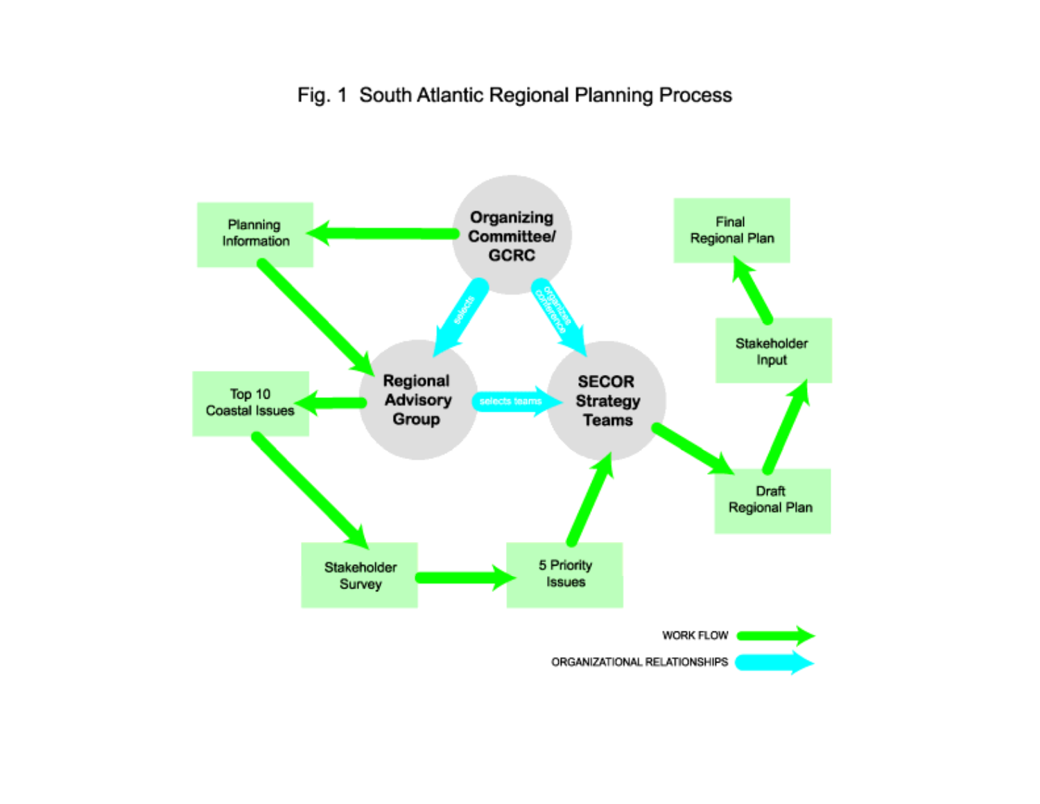Fig. 1 South Atlantic Regional Planning Process

Organizing Committee/ GCRC

Planning Information

Regional Advisory Group

SECOR Strategy Teams

Top 10 Coastal Issues

Stakeholder Survey

5 Priority Issues

Draft Regional Plan

Stakeholder Input

Final Regional Plan

selects

organizes conference

selects teams

WORK FLOW

ORGANIZATIONAL RELATIONSHIPS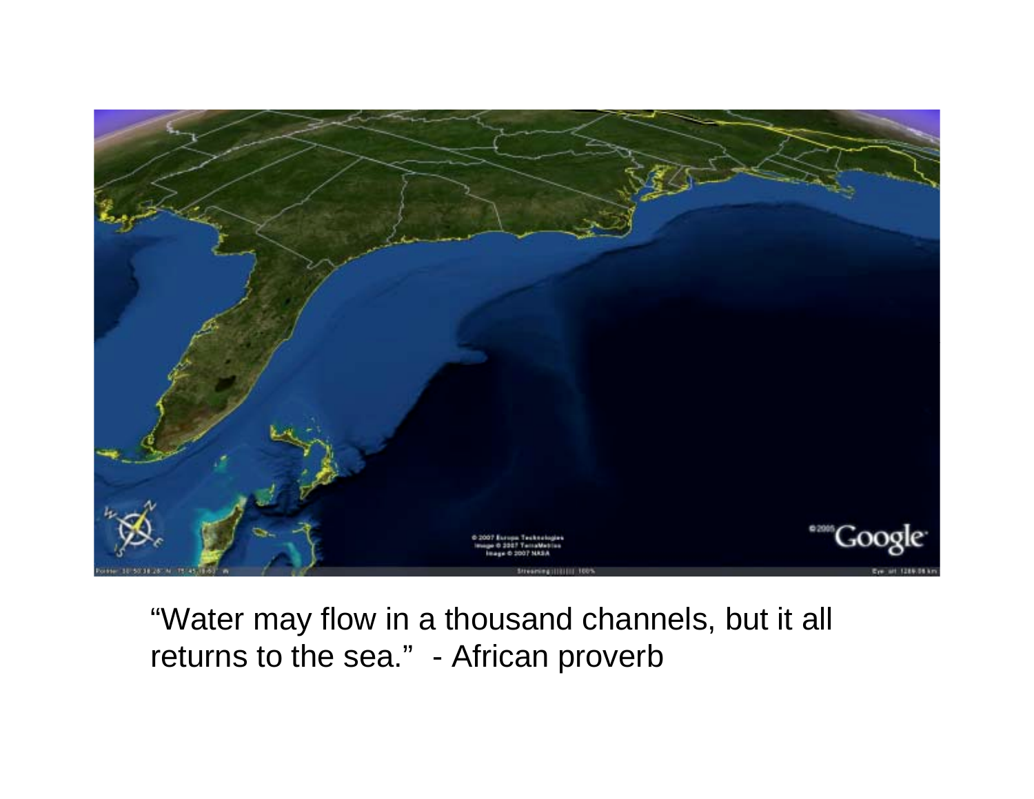“Water may flow in a thousand channels, but it all returns to the sea.” - African proverb